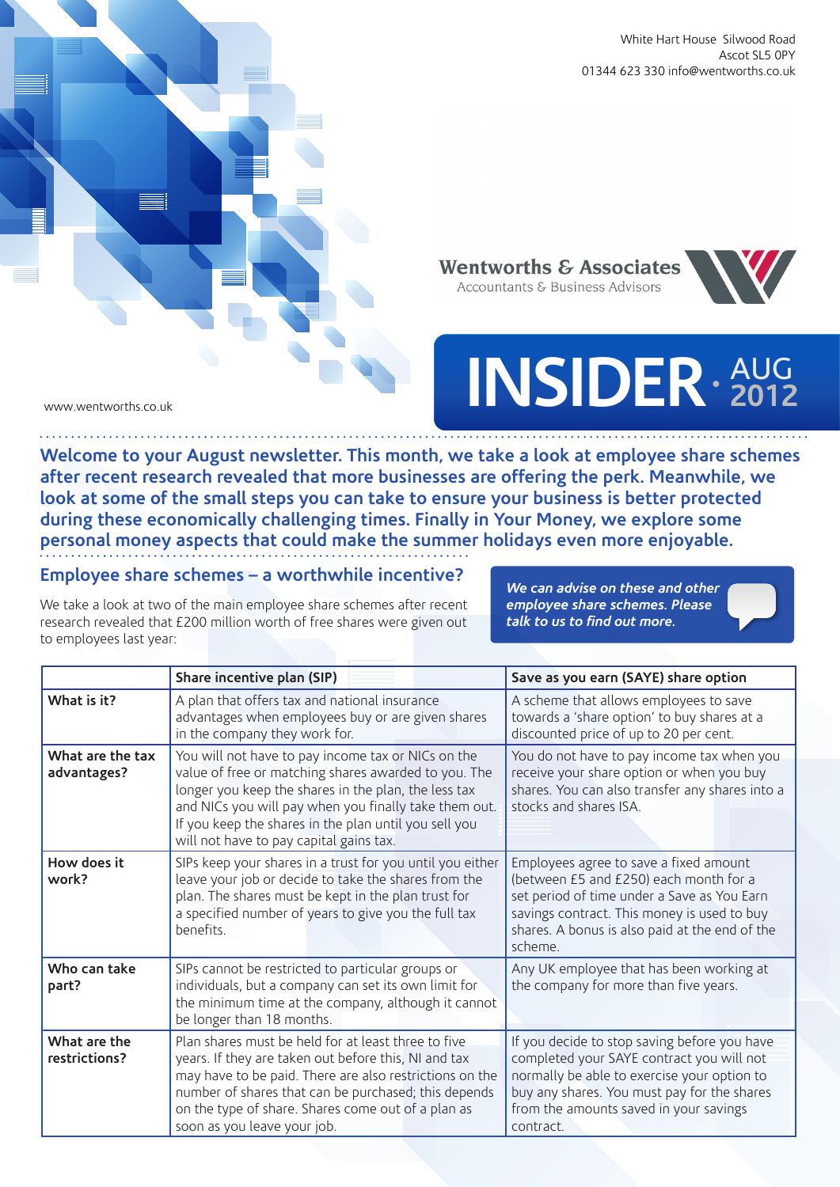White Hart House Silwood Road
Ascot SL5 0PY
01344 623 330 info@wentworths.co.uk

**Wentworths & Associates**
Accountants & Business Advisors

# INSIDER · AUG 2012

www.wentworths.co.uk

**Welcome to your August newsletter. This month, we take a look at employee share schemes after recent research revealed that more businesses are offering the perk. Meanwhile, we look at some of the small steps you can take to ensure your business is better protected during these economically challenging times. Finally in Your Money, we explore some personal money aspects that could make the summer holidays even more enjoyable.**

## Employee share schemes – a worthwhile incentive?

We take a look at two of the main employee share schemes after recent research revealed that £200 million worth of free shares were given out to employees last year:

***We can advise on these and other employee share schemes. Please talk to us to find out more.***

| | Share incentive plan (SIP) | Save as you earn (SAYE) share option |
|---|---|---|
| **What is it?** | A plan that offers tax and national insurance advantages when employees buy or are given shares in the company they work for. | A scheme that allows employees to save towards a 'share option' to buy shares at a discounted price of up to 20 per cent. |
| **What are the tax advantages?** | You will not have to pay income tax or NICs on the value of free or matching shares awarded to you. The longer you keep the shares in the plan, the less tax and NICs you will pay when you finally take them out. If you keep the shares in the plan until you sell you will not have to pay capital gains tax. | You do not have to pay income tax when you receive your share option or when you buy shares. You can also transfer any shares into a stocks and shares ISA. |
| **How does it work?** | SIPs keep your shares in a trust for you until you either leave your job or decide to take the shares from the plan. The shares must be kept in the plan trust for a specified number of years to give you the full tax benefits. | Employees agree to save a fixed amount (between £5 and £250) each month for a set period of time under a Save as You Earn savings contract. This money is used to buy shares. A bonus is also paid at the end of the scheme. |
| **Who can take part?** | SIPs cannot be restricted to particular groups or individuals, but a company can set its own limit for the minimum time at the company, although it cannot be longer than 18 months. | Any UK employee that has been working at the company for more than five years. |
| **What are the restrictions?** | Plan shares must be held for at least three to five years. If they are taken out before this, NI and tax may have to be paid. There are also restrictions on the number of shares that can be purchased; this depends on the type of share. Shares come out of a plan as soon as you leave your job. | If you decide to stop saving before you have completed your SAYE contract you will not normally be able to exercise your option to buy any shares. You must pay for the shares from the amounts saved in your savings contract. |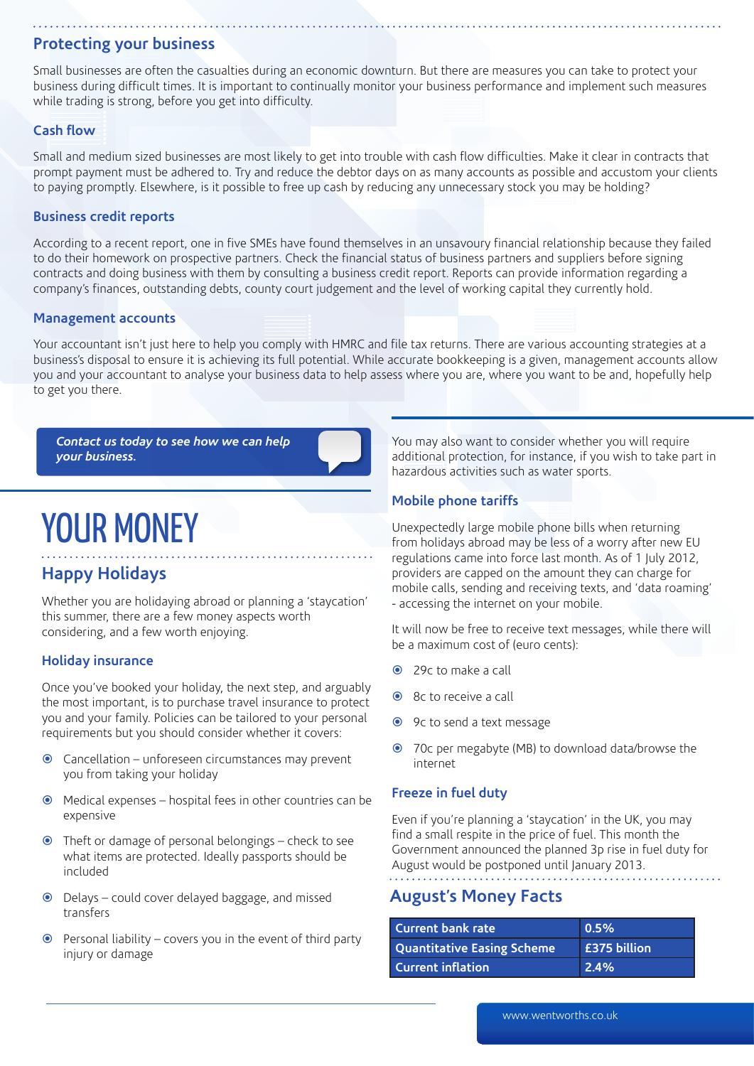## Protecting your business

Small businesses are often the casualties during an economic downturn. But there are measures you can take to protect your business during difficult times. It is important to continually monitor your business performance and implement such measures while trading is strong, before you get into difficulty.

### Cash flow

Small and medium sized businesses are most likely to get into trouble with cash flow difficulties. Make it clear in contracts that prompt payment must be adhered to. Try and reduce the debtor days on as many accounts as possible and accustom your clients to paying promptly. Elsewhere, is it possible to free up cash by reducing any unnecessary stock you may be holding?

### Business credit reports

According to a recent report, one in five SMEs have found themselves in an unsavoury financial relationship because they failed to do their homework on prospective partners. Check the financial status of business partners and suppliers before signing contracts and doing business with them by consulting a business credit report. Reports can provide information regarding a company's finances, outstanding debts, county court judgement and the level of working capital they currently hold.

### Management accounts

Your accountant isn't just here to help you comply with HMRC and file tax returns. There are various accounting strategies at a business's disposal to ensure it is achieving its full potential. While accurate bookkeeping is a given, management accounts allow you and your accountant to analyse your business data to help assess where you are, where you want to be and, hopefully help to get you there.

***Contact us today to see how we can help your business.***

# YOUR MONEY

## Happy Holidays

Whether you are holidaying abroad or planning a 'staycation' this summer, there are a few money aspects worth considering, and a few worth enjoying.

### Holiday insurance

Once you've booked your holiday, the next step, and arguably the most important, is to purchase travel insurance to protect you and your family. Policies can be tailored to your personal requirements but you should consider whether it covers:

- Cancellation – unforeseen circumstances may prevent you from taking your holiday
- Medical expenses – hospital fees in other countries can be expensive
- Theft or damage of personal belongings – check to see what items are protected. Ideally passports should be included
- Delays – could cover delayed baggage, and missed transfers
- Personal liability – covers you in the event of third party injury or damage

You may also want to consider whether you will require additional protection, for instance, if you wish to take part in hazardous activities such as water sports.

### Mobile phone tariffs

Unexpectedly large mobile phone bills when returning from holidays abroad may be less of a worry after new EU regulations came into force last month. As of 1 July 2012, providers are capped on the amount they can charge for mobile calls, sending and receiving texts, and 'data roaming' - accessing the internet on your mobile.

It will now be free to receive text messages, while there will be a maximum cost of (euro cents):

- 29c to make a call
- 8c to receive a call
- 9c to send a text message
- 70c per megabyte (MB) to download data/browse the internet

### Freeze in fuel duty

Even if you're planning a 'staycation' in the UK, you may find a small respite in the price of fuel. This month the Government announced the planned 3p rise in fuel duty for August would be postponed until January 2013.

## August's Money Facts

| | |
|---|---|
| Current bank rate | 0.5% |
| Quantitative Easing Scheme | £375 billion |
| Current inflation | 2.4% |

www.wentworths.co.uk